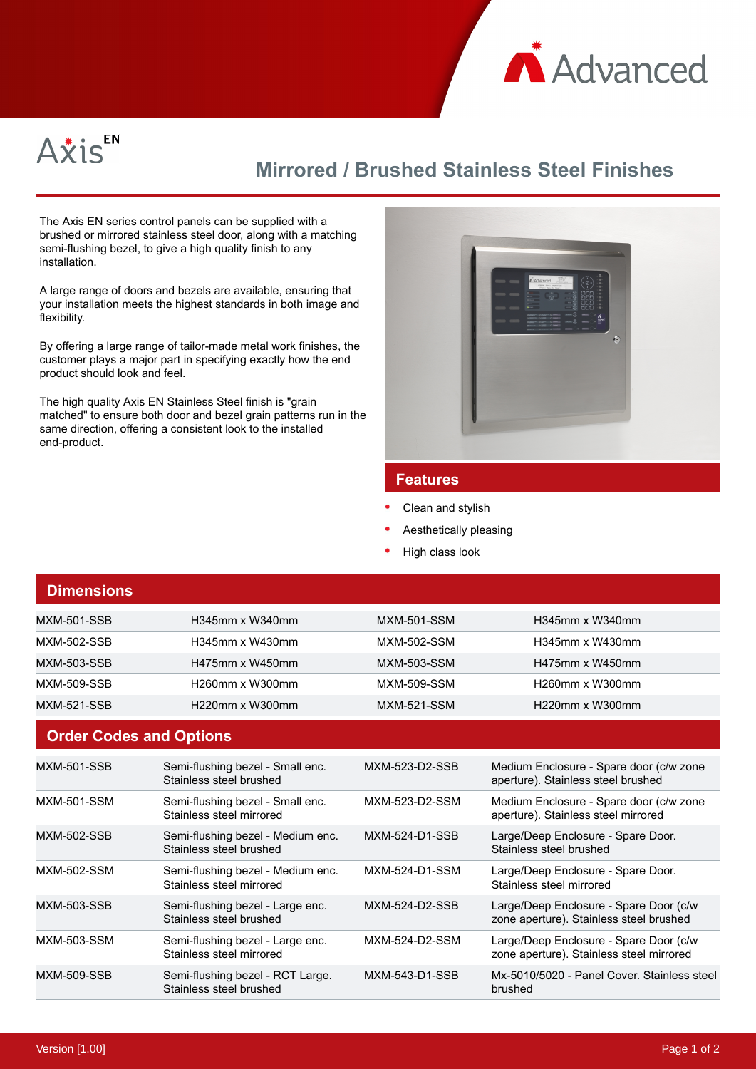Advanced

Axis EN

# Mirrored / Brushed Stainless Steel Finishes

The Axis EN series control panels can be supplied with a brushed or mirrored stainless steel door, along with a matching semi-flushing bezel, to give a high quality finish to any installation.

A large range of doors and bezels are available, ensuring that your installation meets the highest standards in both image and flexibility.

By offering a large range of tailor-made metal work finishes, the customer plays a major part in specifying exactly how the end product should look and feel.

The high quality Axis EN Stainless Steel finish is "grain matched" to ensure both door and bezel grain patterns run in the same direction, offering a consistent look to the installed end-product.

## Features

- Clean and stylish
- Aesthetically pleasing
- High class look

## Dimensions

| | | | |
|---|---|---|---|
| MXM-501-SSB | H345mm x W340mm | MXM-501-SSM | H345mm x W340mm |
| MXM-502-SSB | H345mm x W430mm | MXM-502-SSM | H345mm x W430mm |
| MXM-503-SSB | H475mm x W450mm | MXM-503-SSM | H475mm x W450mm |
| MXM-509-SSB | H260mm x W300mm | MXM-509-SSM | H260mm x W300mm |
| MXM-521-SSB | H220mm x W300mm | MXM-521-SSM | H220mm x W300mm |

## Order Codes and Options

| | | | |
|---|---|---|---|
| MXM-501-SSB | Semi-flushing bezel - Small enc. Stainless steel brushed | MXM-523-D2-SSB | Medium Enclosure - Spare door (c/w zone aperture). Stainless steel brushed |
| MXM-501-SSM | Semi-flushing bezel - Small enc. Stainless steel mirrored | MXM-523-D2-SSM | Medium Enclosure - Spare door (c/w zone aperture). Stainless steel mirrored |
| MXM-502-SSB | Semi-flushing bezel - Medium enc. Stainless steel brushed | MXM-524-D1-SSB | Large/Deep Enclosure - Spare Door. Stainless steel brushed |
| MXM-502-SSM | Semi-flushing bezel - Medium enc. Stainless steel mirrored | MXM-524-D1-SSM | Large/Deep Enclosure - Spare Door. Stainless steel mirrored |
| MXM-503-SSB | Semi-flushing bezel - Large enc. Stainless steel brushed | MXM-524-D2-SSB | Large/Deep Enclosure - Spare Door (c/w zone aperture). Stainless steel brushed |
| MXM-503-SSM | Semi-flushing bezel - Large enc. Stainless steel mirrored | MXM-524-D2-SSM | Large/Deep Enclosure - Spare Door (c/w zone aperture). Stainless steel mirrored |
| MXM-509-SSB | Semi-flushing bezel - RCT Large. Stainless steel brushed | MXM-543-D1-SSB | Mx-5010/5020 - Panel Cover. Stainless steel brushed |

Version [1.00]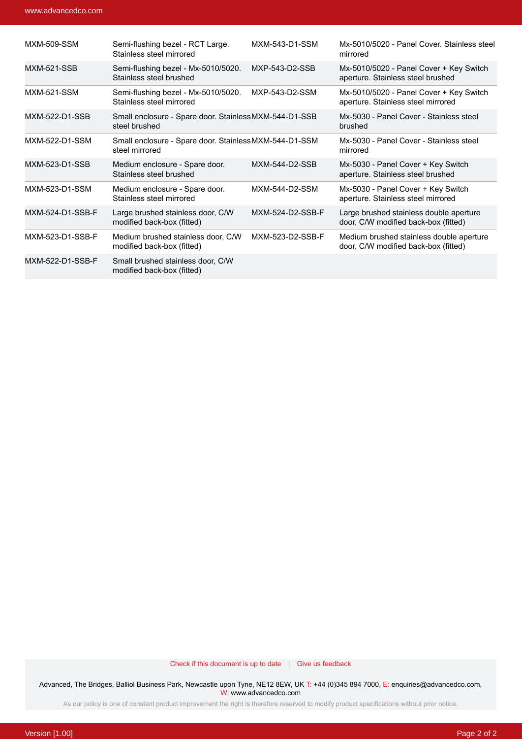| | | | |
|---|---|---|---|
| MXM-509-SSM | Semi-flushing bezel - RCT Large. Stainless steel mirrored | MXM-543-D1-SSM | Mx-5010/5020 - Panel Cover. Stainless steel mirrored |
| MXM-521-SSB | Semi-flushing bezel - Mx-5010/5020. Stainless steel brushed | MXP-543-D2-SSB | Mx-5010/5020 - Panel Cover + Key Switch aperture. Stainless steel brushed |
| MXM-521-SSM | Semi-flushing bezel - Mx-5010/5020. Stainless steel mirrored | MXP-543-D2-SSM | Mx-5010/5020 - Panel Cover + Key Switch aperture. Stainless steel mirrored |
| MXM-522-D1-SSB | Small enclosure - Spare door. Stainless steel brushed | MXM-544-D1-SSB | Mx-5030 - Panel Cover - Stainless steel brushed |
| MXM-522-D1-SSM | Small enclosure - Spare door. Stainless steel mirrored | MXM-544-D1-SSM | Mx-5030 - Panel Cover - Stainless steel mirrored |
| MXM-523-D1-SSB | Medium enclosure - Spare door. Stainless steel brushed | MXM-544-D2-SSB | Mx-5030 - Panel Cover + Key Switch aperture. Stainless steel brushed |
| MXM-523-D1-SSM | Medium enclosure - Spare door. Stainless steel mirrored | MXM-544-D2-SSM | Mx-5030 - Panel Cover + Key Switch aperture. Stainless steel mirrored |
| MXM-524-D1-SSB-F | Large brushed stainless door, C/W modified back-box (fitted) | MXM-524-D2-SSB-F | Large brushed stainless double aperture door, C/W modified back-box (fitted) |
| MXM-523-D1-SSB-F | Medium brushed stainless door, C/W modified back-box (fitted) | MXM-523-D2-SSB-F | Medium brushed stainless double aperture door, C/W modified back-box (fitted) |
| MXM-522-D1-SSB-F | Small brushed stainless door, C/W modified back-box (fitted) | | |

Check if this document is up to date | Give us feedback

Advanced, The Bridges, Balliol Business Park, Newcastle upon Tyne, NE12 8EW, UK T: +44 (0)345 894 7000, E: enquiries@advancedco.com, W: www.advancedco.com

As our policy is one of constant product improvement the right is therefore reserved to modify product specifications without prior notice.

Version [1.00]